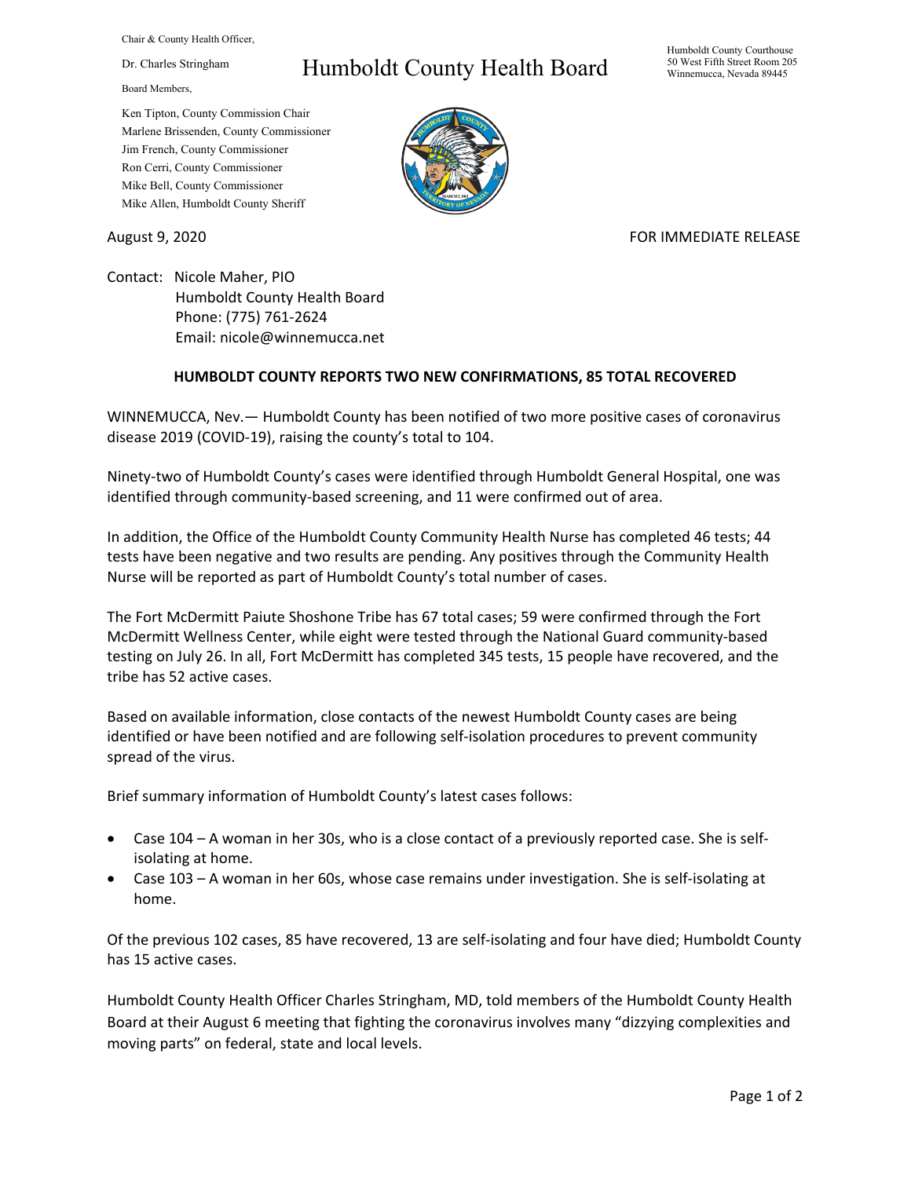Chair & County Health Officer,

Dr. Charles Stringham

Board Members,

Ken Tipton, County Commission Chair
Marlene Brissenden, County Commissioner
Jim French, County Commissioner
Ron Cerri, County Commissioner
Mike Bell, County Commissioner
Mike Allen, Humboldt County Sheriff

# Humboldt County Health Board

Humboldt County Courthouse
50 West Fifth Street Room 205
Winnemucca, Nevada 89445

August 9, 2020

FOR IMMEDIATE RELEASE

Contact: Nicole Maher, PIO
Humboldt County Health Board
Phone: (775) 761-2624
Email: nicole@winnemucca.net

## HUMBOLDT COUNTY REPORTS TWO NEW CONFIRMATIONS, 85 TOTAL RECOVERED

WINNEMUCCA, Nev.— Humboldt County has been notified of two more positive cases of coronavirus disease 2019 (COVID-19), raising the county's total to 104.

Ninety-two of Humboldt County's cases were identified through Humboldt General Hospital, one was identified through community-based screening, and 11 were confirmed out of area.

In addition, the Office of the Humboldt County Community Health Nurse has completed 46 tests; 44 tests have been negative and two results are pending. Any positives through the Community Health Nurse will be reported as part of Humboldt County's total number of cases.

The Fort McDermitt Paiute Shoshone Tribe has 67 total cases; 59 were confirmed through the Fort McDermitt Wellness Center, while eight were tested through the National Guard community-based testing on July 26. In all, Fort McDermitt has completed 345 tests, 15 people have recovered, and the tribe has 52 active cases.

Based on available information, close contacts of the newest Humboldt County cases are being identified or have been notified and are following self-isolation procedures to prevent community spread of the virus.

Brief summary information of Humboldt County's latest cases follows:

- Case 104 – A woman in her 30s, who is a close contact of a previously reported case. She is self-isolating at home.
- Case 103 – A woman in her 60s, whose case remains under investigation. She is self-isolating at home.

Of the previous 102 cases, 85 have recovered, 13 are self-isolating and four have died; Humboldt County has 15 active cases.

Humboldt County Health Officer Charles Stringham, MD, told members of the Humboldt County Health Board at their August 6 meeting that fighting the coronavirus involves many "dizzying complexities and moving parts" on federal, state and local levels.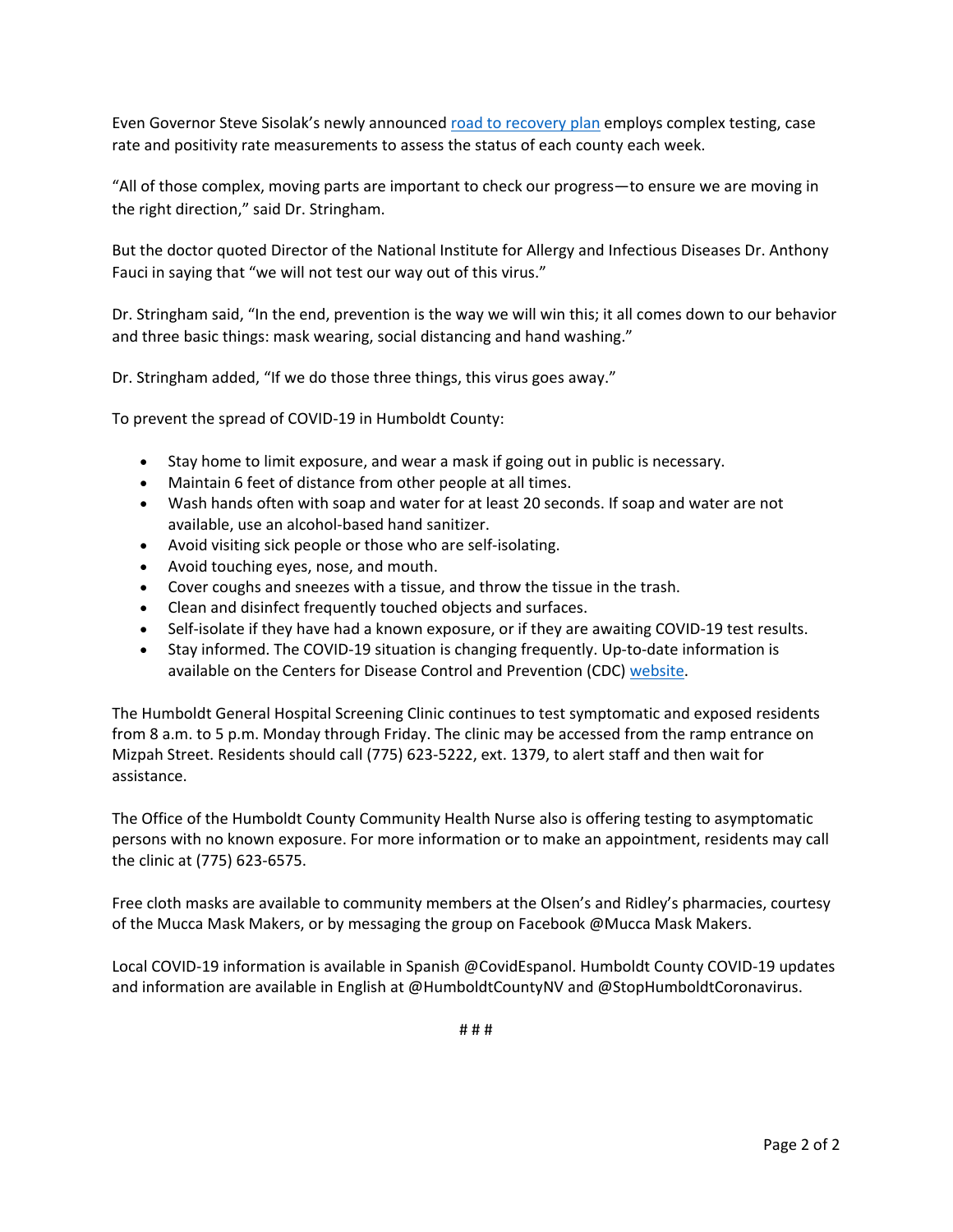Even Governor Steve Sisolak's newly announced road to recovery plan employs complex testing, case rate and positivity rate measurements to assess the status of each county each week.

"All of those complex, moving parts are important to check our progress—to ensure we are moving in the right direction," said Dr. Stringham.

But the doctor quoted Director of the National Institute for Allergy and Infectious Diseases Dr. Anthony Fauci in saying that "we will not test our way out of this virus."

Dr. Stringham said, "In the end, prevention is the way we will win this; it all comes down to our behavior and three basic things: mask wearing, social distancing and hand washing."

Dr. Stringham added, "If we do those three things, this virus goes away."

To prevent the spread of COVID-19 in Humboldt County:

- Stay home to limit exposure, and wear a mask if going out in public is necessary.
- Maintain 6 feet of distance from other people at all times.
- Wash hands often with soap and water for at least 20 seconds. If soap and water are not available, use an alcohol-based hand sanitizer.
- Avoid visiting sick people or those who are self-isolating.
- Avoid touching eyes, nose, and mouth.
- Cover coughs and sneezes with a tissue, and throw the tissue in the trash.
- Clean and disinfect frequently touched objects and surfaces.
- Self-isolate if they have had a known exposure, or if they are awaiting COVID-19 test results.
- Stay informed. The COVID-19 situation is changing frequently. Up-to-date information is available on the Centers for Disease Control and Prevention (CDC) website.

The Humboldt General Hospital Screening Clinic continues to test symptomatic and exposed residents from 8 a.m. to 5 p.m. Monday through Friday. The clinic may be accessed from the ramp entrance on Mizpah Street. Residents should call (775) 623-5222, ext. 1379, to alert staff and then wait for assistance.

The Office of the Humboldt County Community Health Nurse also is offering testing to asymptomatic persons with no known exposure. For more information or to make an appointment, residents may call the clinic at (775) 623-6575.

Free cloth masks are available to community members at the Olsen's and Ridley's pharmacies, courtesy of the Mucca Mask Makers, or by messaging the group on Facebook @Mucca Mask Makers.

Local COVID-19 information is available in Spanish @CovidEspanol. Humboldt County COVID-19 updates and information are available in English at @HumboldtCountyNV and @StopHumboldtCoronavirus.

# # #